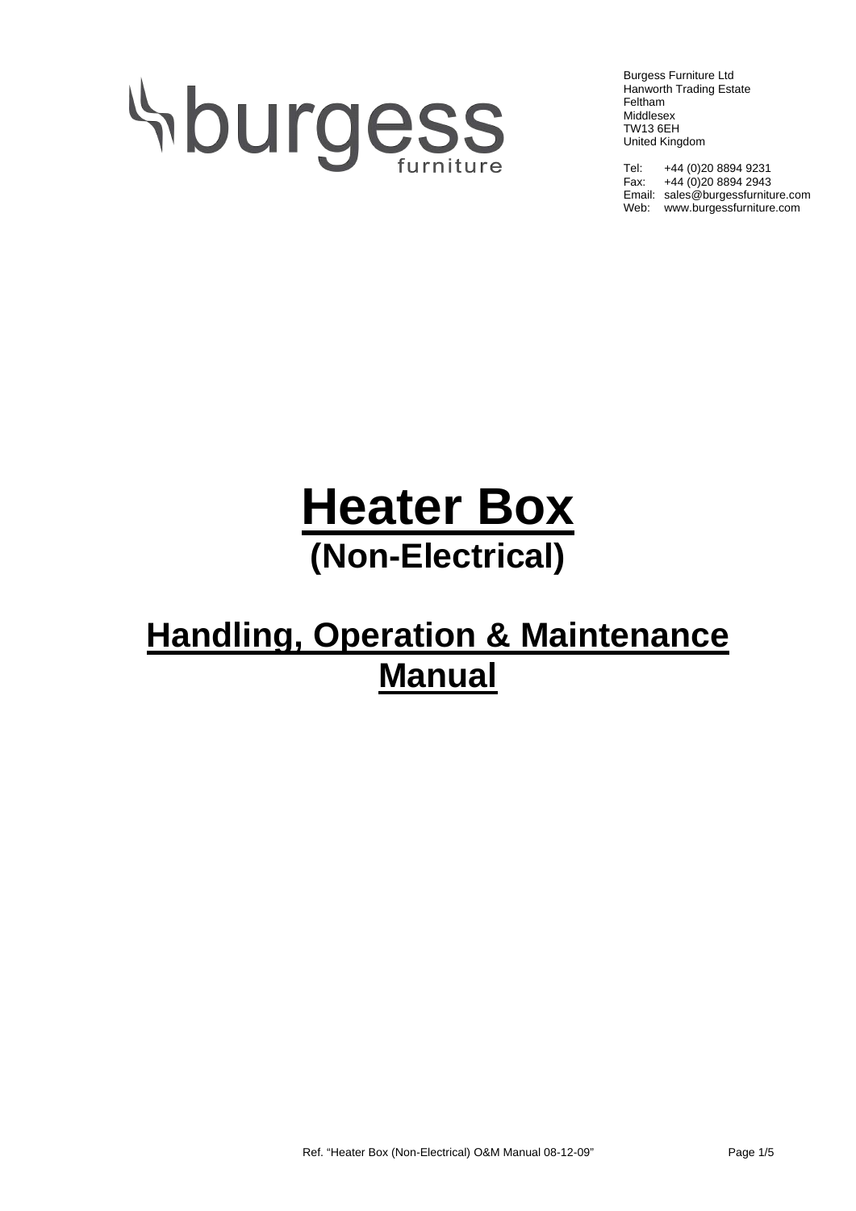burgess furniture

Burgess Furniture Ltd
Hanworth Trading Estate
Feltham
Middlesex
TW13 6EH
United Kingdom

Tel: +44 (0)20 8894 9231
Fax: +44 (0)20 8894 2943
Email: sales@burgessfurniture.com
Web: www.burgessfurniture.com

# Heater Box

## (Non-Electrical)

# Handling, Operation & Maintenance Manual

Ref. "Heater Box (Non-Electrical) O&M Manual 08-12-09"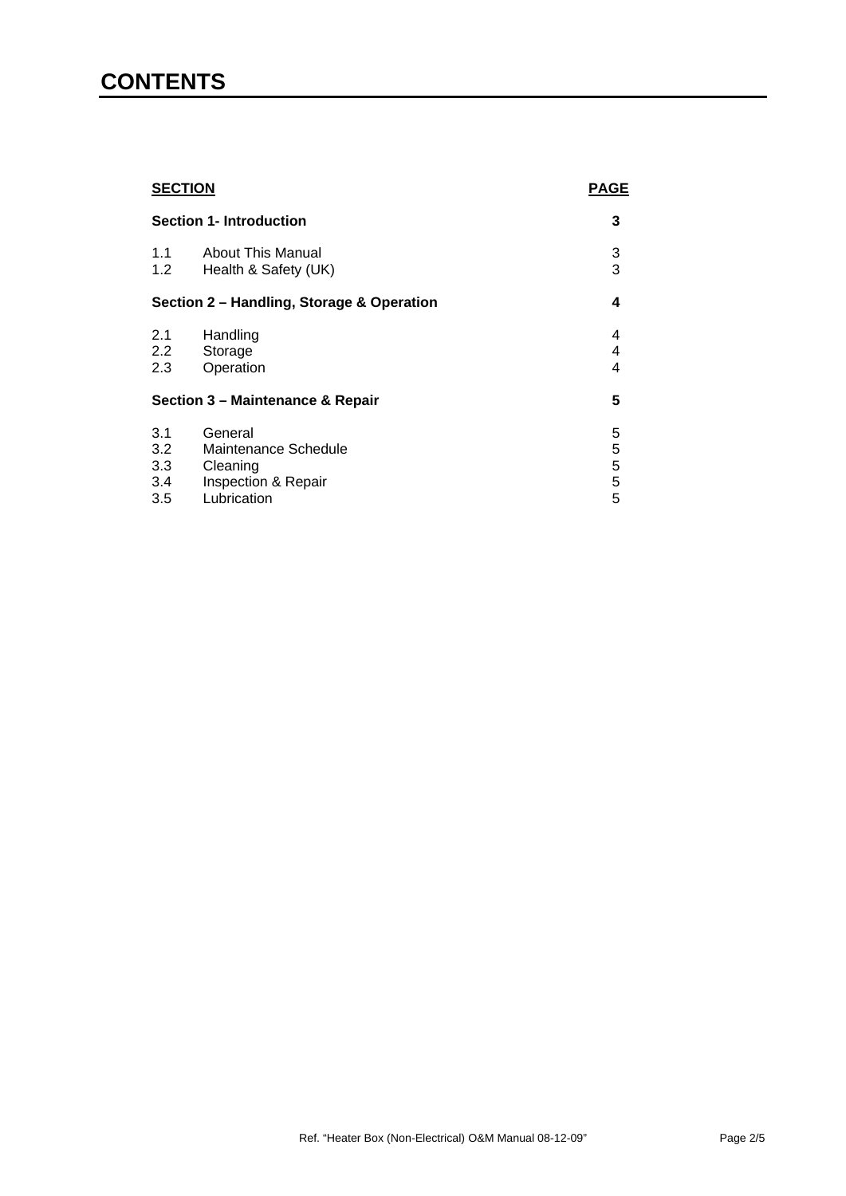# CONTENTS

| **SECTION** | | **PAGE** |
|---|---|---|
| **Section 1- Introduction** | | **3** |
| 1.1 | About This Manual | 3 |
| 1.2 | Health & Safety (UK) | 3 |
| **Section 2 – Handling, Storage & Operation** | | **4** |
| 2.1 | Handling | 4 |
| 2.2 | Storage | 4 |
| 2.3 | Operation | 4 |
| **Section 3 – Maintenance & Repair** | | **5** |
| 3.1 | General | 5 |
| 3.2 | Maintenance Schedule | 5 |
| 3.3 | Cleaning | 5 |
| 3.4 | Inspection & Repair | 5 |
| 3.5 | Lubrication | 5 |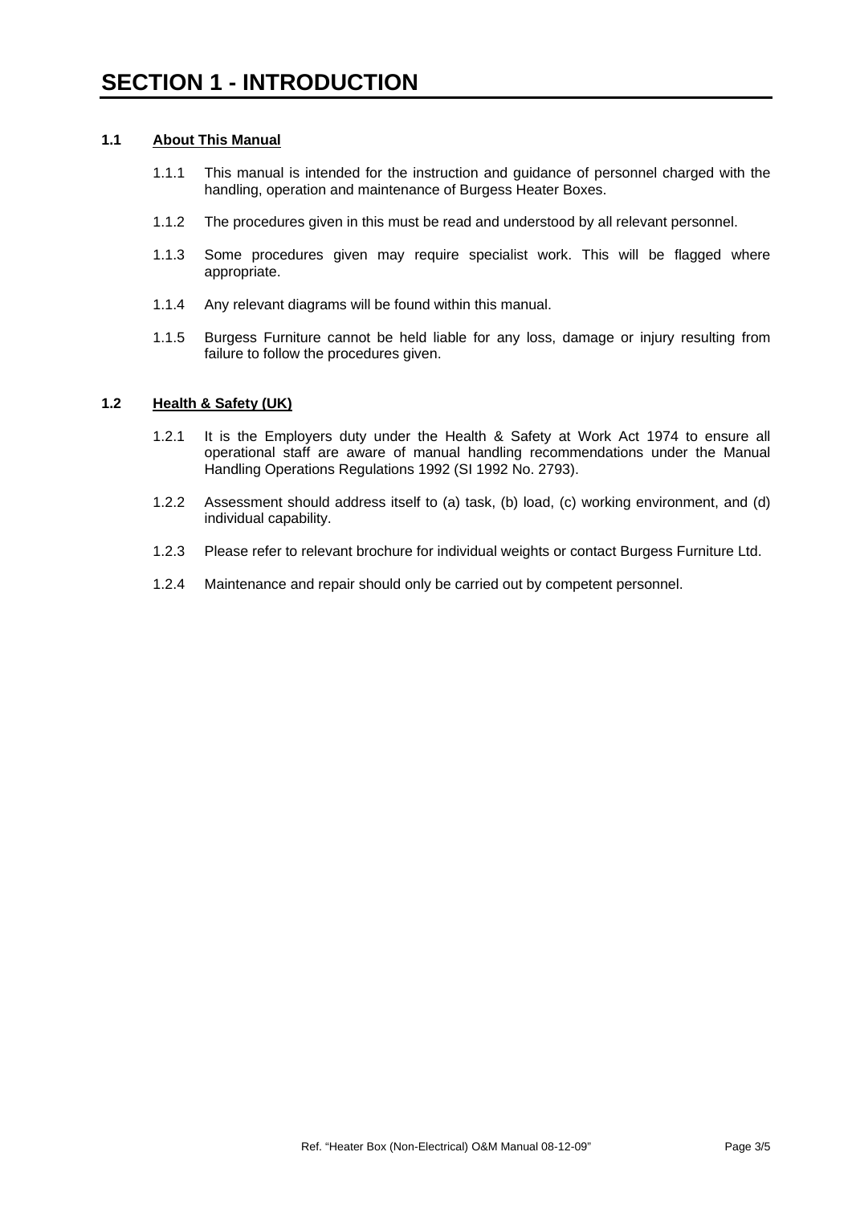# SECTION 1 - INTRODUCTION

## 1.1 About This Manual

1.1.1 This manual is intended for the instruction and guidance of personnel charged with the handling, operation and maintenance of Burgess Heater Boxes.

1.1.2 The procedures given in this must be read and understood by all relevant personnel.

1.1.3 Some procedures given may require specialist work. This will be flagged where appropriate.

1.1.4 Any relevant diagrams will be found within this manual.

1.1.5 Burgess Furniture cannot be held liable for any loss, damage or injury resulting from failure to follow the procedures given.

## 1.2 Health & Safety (UK)

1.2.1 It is the Employers duty under the Health & Safety at Work Act 1974 to ensure all operational staff are aware of manual handling recommendations under the Manual Handling Operations Regulations 1992 (SI 1992 No. 2793).

1.2.2 Assessment should address itself to (a) task, (b) load, (c) working environment, and (d) individual capability.

1.2.3 Please refer to relevant brochure for individual weights or contact Burgess Furniture Ltd.

1.2.4 Maintenance and repair should only be carried out by competent personnel.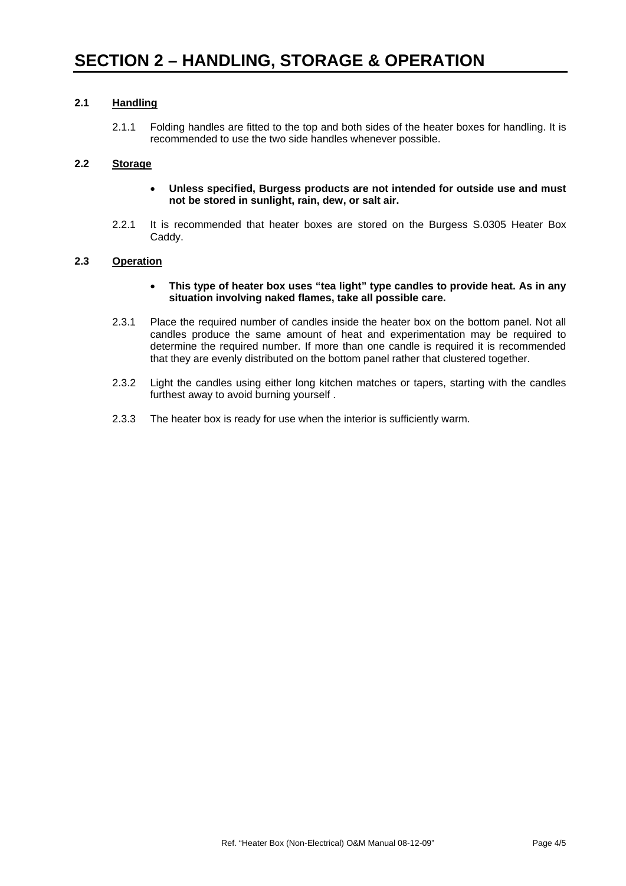# SECTION 2 – HANDLING, STORAGE & OPERATION

## 2.1 Handling

2.1.1 Folding handles are fitted to the top and both sides of the heater boxes for handling. It is recommended to use the two side handles whenever possible.

## 2.2 Storage

- **Unless specified, Burgess products are not intended for outside use and must not be stored in sunlight, rain, dew, or salt air.**

2.2.1 It is recommended that heater boxes are stored on the Burgess S.0305 Heater Box Caddy.

## 2.3 Operation

- **This type of heater box uses "tea light" type candles to provide heat. As in any situation involving naked flames, take all possible care.**

2.3.1 Place the required number of candles inside the heater box on the bottom panel. Not all candles produce the same amount of heat and experimentation may be required to determine the required number. If more than one candle is required it is recommended that they are evenly distributed on the bottom panel rather that clustered together.

2.3.2 Light the candles using either long kitchen matches or tapers, starting with the candles furthest away to avoid burning yourself .

2.3.3 The heater box is ready for use when the interior is sufficiently warm.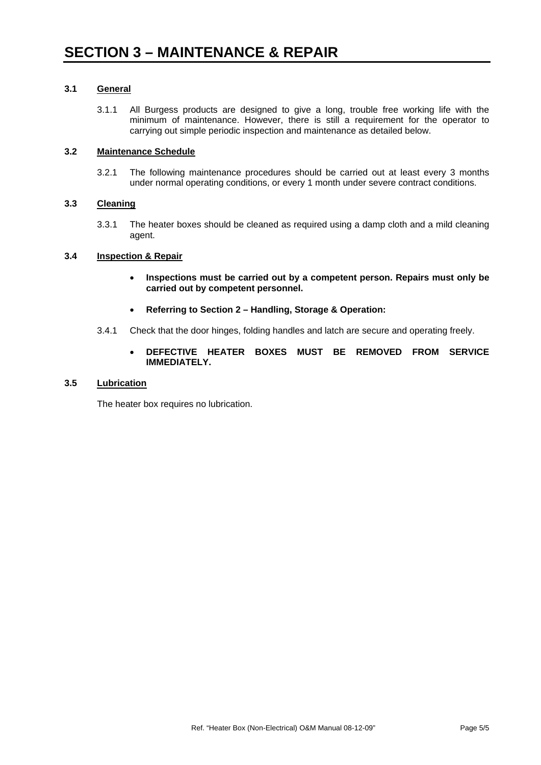# SECTION 3 – MAINTENANCE & REPAIR

## 3.1 General

3.1.1 All Burgess products are designed to give a long, trouble free working life with the minimum of maintenance. However, there is still a requirement for the operator to carrying out simple periodic inspection and maintenance as detailed below.

## 3.2 Maintenance Schedule

3.2.1 The following maintenance procedures should be carried out at least every 3 months under normal operating conditions, or every 1 month under severe contract conditions.

## 3.3 Cleaning

3.3.1 The heater boxes should be cleaned as required using a damp cloth and a mild cleaning agent.

## 3.4 Inspection & Repair

- **Inspections must be carried out by a competent person. Repairs must only be carried out by competent personnel.**
- **Referring to Section 2 – Handling, Storage & Operation:**

3.4.1 Check that the door hinges, folding handles and latch are secure and operating freely.

- **DEFECTIVE HEATER BOXES MUST BE REMOVED FROM SERVICE IMMEDIATELY.**

## 3.5 Lubrication

The heater box requires no lubrication.